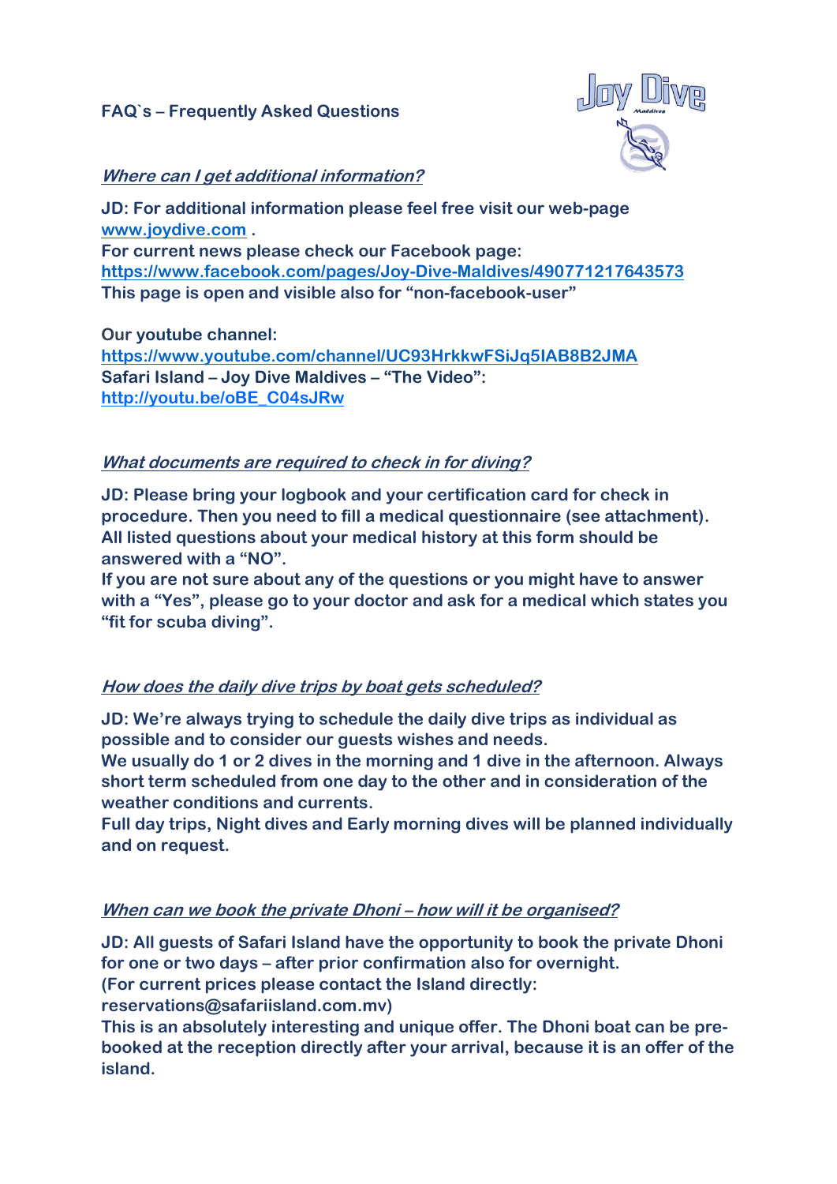**FAQ`s – Frequently Asked Questions**

***Where can I get additional information?***

**JD: For additional information please feel free visit our web-page [www.joydive.com](http://www.joydive.com) .**
**For current news please check our Facebook page:**
**[https://www.facebook.com/pages/Joy-Dive-Maldives/490771217643573](https://www.facebook.com/pages/Joy-Dive-Maldives/490771217643573)**
**This page is open and visible also for "non-facebook-user"**

**Our youtube channel:**
**[https://www.youtube.com/channel/UC93HrkkwFSiJq5IAB8B2JMA](https://www.youtube.com/channel/UC93HrkkwFSiJq5IAB8B2JMA)**
**Safari Island – Joy Dive Maldives – "The Video":**
**[http://youtu.be/oBE_C04sJRw](http://youtu.be/oBE_C04sJRw)**

***What documents are required to check in for diving?***

**JD: Please bring your logbook and your certification card for check in procedure. Then you need to fill a medical questionnaire (see attachment). All listed questions about your medical history at this form should be answered with a "NO".**
**If you are not sure about any of the questions or you might have to answer with a "Yes", please go to your doctor and ask for a medical which states you "fit for scuba diving".**

***How does the daily dive trips by boat gets scheduled?***

**JD: We're always trying to schedule the daily dive trips as individual as possible and to consider our guests wishes and needs.**
**We usually do 1 or 2 dives in the morning and 1 dive in the afternoon. Always short term scheduled from one day to the other and in consideration of the weather conditions and currents.**
**Full day trips, Night dives and Early morning dives will be planned individually and on request.**

***When can we book the private Dhoni – how will it be organised?***

**JD: All guests of Safari Island have the opportunity to book the private Dhoni for one or two days – after prior confirmation also for overnight.**
**(For current prices please contact the Island directly: reservations@safariisland.com.mv)**
**This is an absolutely interesting and unique offer. The Dhoni boat can be pre-booked at the reception directly after your arrival, because it is an offer of the island.**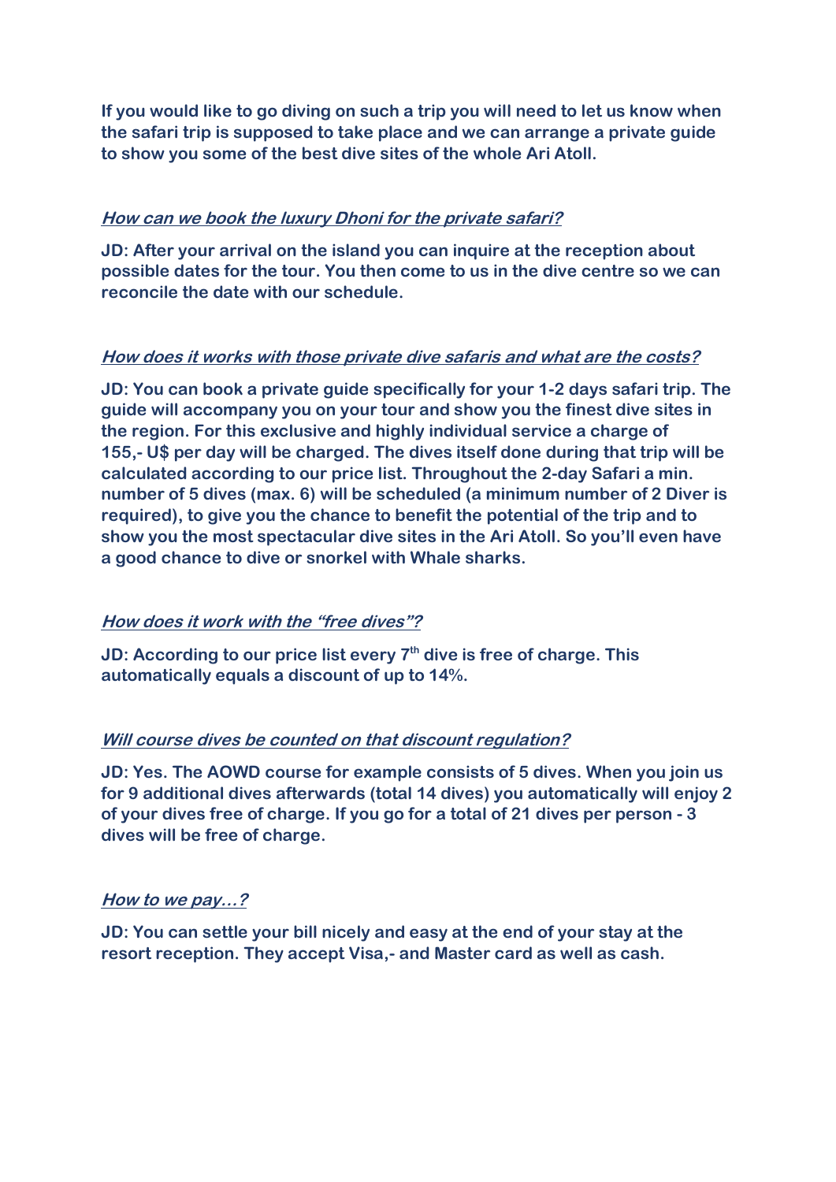**If you would like to go diving on such a trip you will need to let us know when the safari trip is supposed to take place and we can arrange a private guide to show you some of the best dive sites of the whole Ari Atoll.**

***How can we book the luxury Dhoni for the private safari?***

**JD: After your arrival on the island you can inquire at the reception about possible dates for the tour. You then come to us in the dive centre so we can reconcile the date with our schedule.**

***How does it works with those private dive safaris and what are the costs?***

**JD: You can book a private guide specifically for your 1-2 days safari trip. The guide will accompany you on your tour and show you the finest dive sites in the region. For this exclusive and highly individual service a charge of 155,- U$ per day will be charged. The dives itself done during that trip will be calculated according to our price list. Throughout the 2-day Safari a min. number of 5 dives (max. 6) will be scheduled (a minimum number of 2 Diver is required), to give you the chance to benefit the potential of the trip and to show you the most spectacular dive sites in the Ari Atoll. So you'll even have a good chance to dive or snorkel with Whale sharks.**

***How does it work with the "free dives"?***

**JD: According to our price list every 7th dive is free of charge. This automatically equals a discount of up to 14%.**

***Will course dives be counted on that discount regulation?***

**JD: Yes. The AOWD course for example consists of 5 dives. When you join us for 9 additional dives afterwards (total 14 dives) you automatically will enjoy 2 of your dives free of charge. If you go for a total of 21 dives per person - 3 dives will be free of charge.**

***How to we pay…?***

**JD: You can settle your bill nicely and easy at the end of your stay at the resort reception. They accept Visa,- and Master card as well as cash.**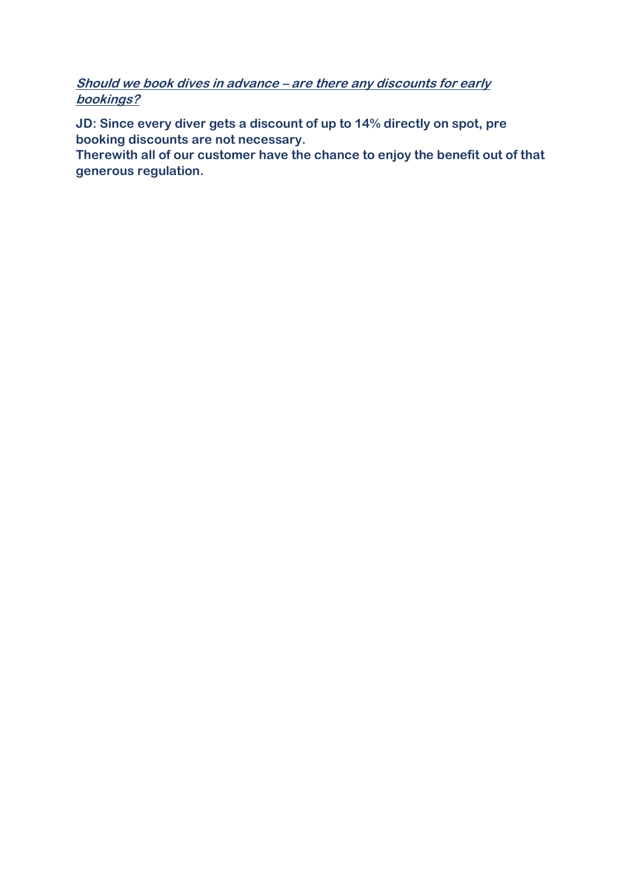***<u>Should we book dives in advance – are there any discounts for early bookings?</u>***

**JD: Since every diver gets a discount of up to 14% directly on spot, pre booking discounts are not necessary.**
**Therewith all of our customer have the chance to enjoy the benefit out of that generous regulation.**